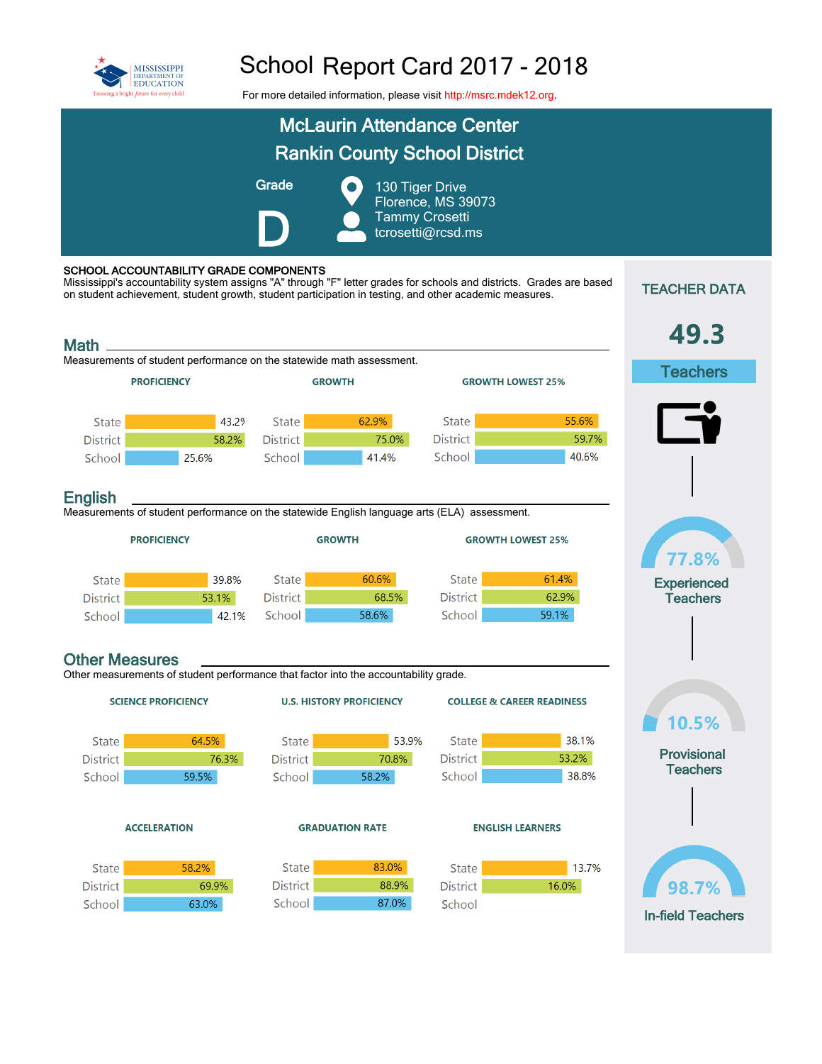# School Report Card 2017 - 2018

For more detailed information, please visit http://msrc.mdek12.org.

## McLaurin Attendance Center
## Rankin County School District

**Grade**

**D**

130 Tiger Drive
Florence, MS 39073
Tammy Crosetti
tcrosetti@rcsd.ms

### SCHOOL ACCOUNTABILITY GRADE COMPONENTS

Mississippi's accountability system assigns "A" through "F" letter grades for schools and districts. Grades are based on student achievement, student growth, student participation in testing, and other academic measures.

## Math

Measurements of student performance on the statewide math assessment.

| | PROFICIENCY | GROWTH | GROWTH LOWEST 25% |
|---|---|---|---|
| State | 43.2% | 62.9% | 55.6% |
| District | 58.2% | 75.0% | 59.7% |
| School | 25.6% | 41.4% | 40.6% |

## English

Measurements of student performance on the statewide English language arts (ELA) assessment.

| | PROFICIENCY | GROWTH | GROWTH LOWEST 25% |
|---|---|---|---|
| State | 39.8% | 60.6% | 61.4% |
| District | 53.1% | 68.5% | 62.9% |
| School | 42.1% | 58.6% | 59.1% |

## Other Measures

Other measurements of student performance that factor into the accountability grade.

| | SCIENCE PROFICIENCY | U.S. HISTORY PROFICIENCY | COLLEGE & CAREER READINESS |
|---|---|---|---|
| State | 64.5% | 53.9% | 38.1% |
| District | 76.3% | 70.8% | 53.2% |
| School | 59.5% | 58.2% | 38.8% |

| | ACCELERATION | GRADUATION RATE | ENGLISH LEARNERS |
|---|---|---|---|
| State | 58.2% | 83.0% | 13.7% |
| District | 69.9% | 88.9% | 16.0% |
| School | 63.0% | 87.0% | |

## TEACHER DATA

**49.3** Teachers

**77.8%** Experienced Teachers

**10.5%** Provisional Teachers

**98.7%** In-field Teachers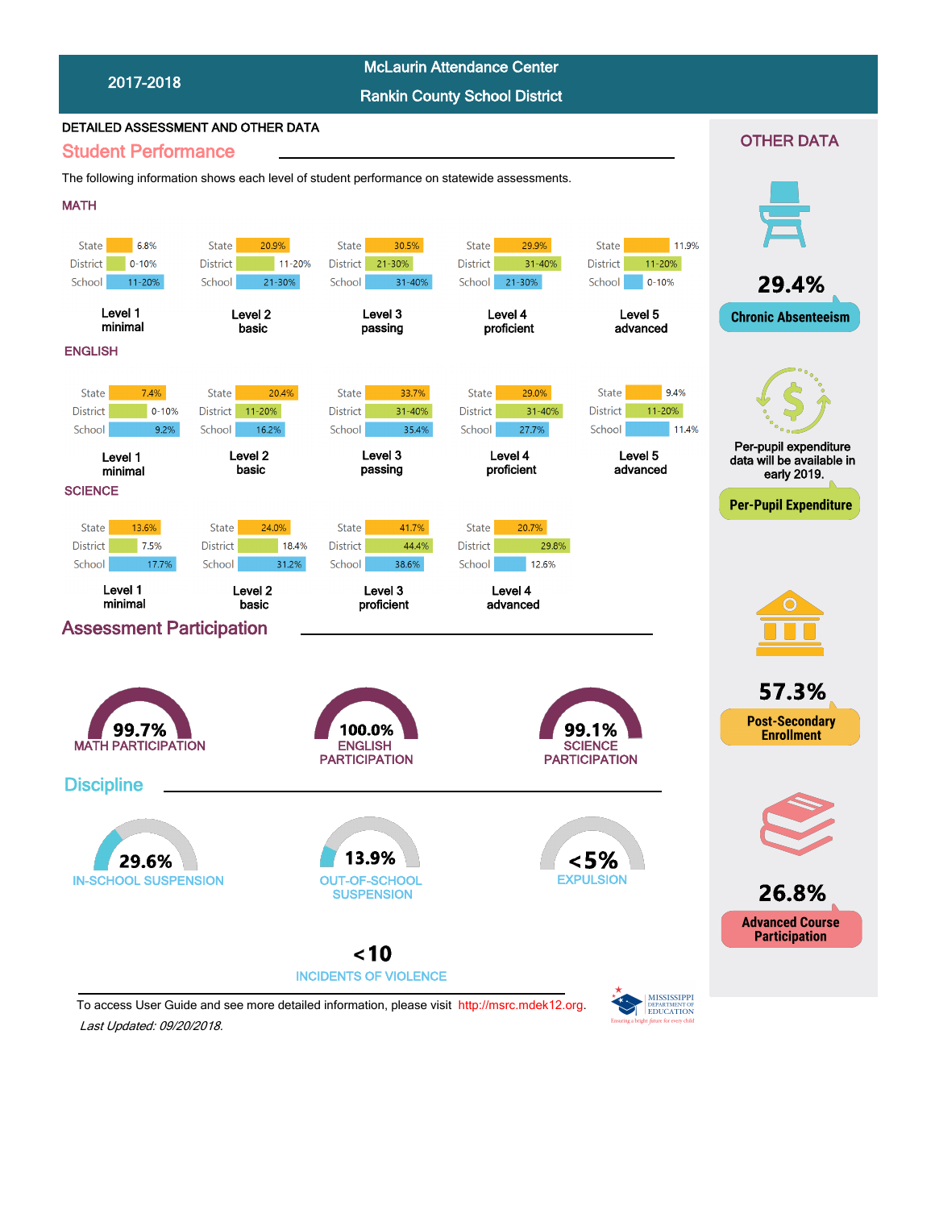2017-2018

McLaurin Attendance Center

Rankin County School District

DETAILED ASSESSMENT AND OTHER DATA

## Student Performance

The following information shows each level of student performance on statewide assessments.

### MATH

State 6.8%
District 0-10%
School 11-20%
Level 1 minimal

State 20.9%
District 11-20%
School 21-30%
Level 2 basic

State 30.5%
District 21-30%
School 31-40%
Level 3 passing

State 29.9%
District 31-40%
School 21-30%
Level 4 proficient

State 11.9%
District 11-20%
School 0-10%
Level 5 advanced

### ENGLISH

State 7.4%
District 0-10%
School 9.2%
Level 1 minimal

State 20.4%
District 11-20%
School 16.2%
Level 2 basic

State 33.7%
District 31-40%
School 35.4%
Level 3 passing

State 29.0%
District 31-40%
School 27.7%
Level 4 proficient

State 9.4%
District 11-20%
School 11.4%
Level 5 advanced

### SCIENCE

State 13.6%
District 7.5%
School 17.7%
Level 1 minimal

State 24.0%
District 18.4%
School 31.2%
Level 2 basic

State 41.7%
District 44.4%
School 38.6%
Level 3 proficient

State 20.7%
District 29.8%
School 12.6%
Level 4 advanced

## Assessment Participation

99.7%
MATH PARTICIPATION

100.0%
ENGLISH PARTICIPATION

99.1%
SCIENCE PARTICIPATION

## Discipline

29.6%
IN-SCHOOL SUSPENSION

13.9%
OUT-OF-SCHOOL SUSPENSION

<5%
EXPULSION

<10
INCIDENTS OF VIOLENCE

## OTHER DATA

29.4%
Chronic Absenteeism

Per-pupil expenditure data will be available in early 2019.
Per-Pupil Expenditure

57.3%
Post-Secondary Enrollment

26.8%
Advanced Course Participation

To access User Guide and see more detailed information, please visit http://msrc.mdek12.org.

*Last Updated: 09/20/2018.*

MISSISSIPPI DEPARTMENT OF EDUCATION
Ensuring a bright future for every child